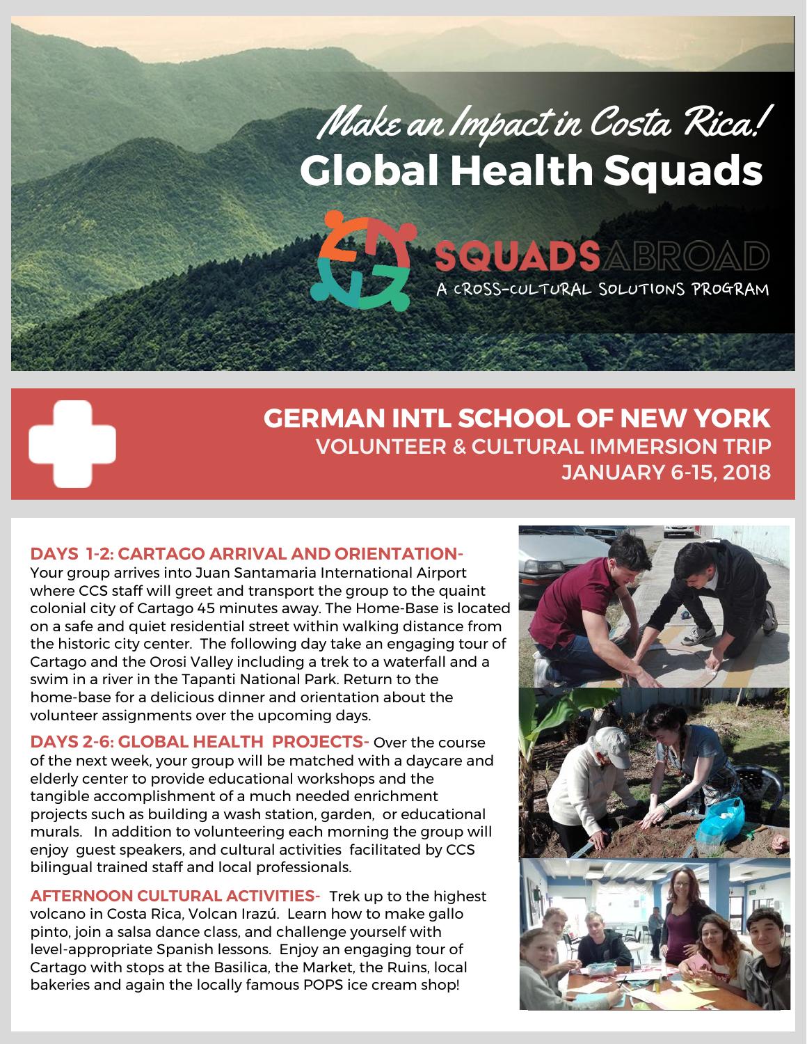# Make an Impact in Costa Rica!

# Global Health Squads

**SQUADS ABROAD**

A CROSS-CULTURAL SOLUTIONS PROGRAM

## GERMAN INTL SCHOOL OF NEW YORK

### VOLUNTEER & CULTURAL IMMERSION TRIP

### JANUARY 6-15, 2018

**DAYS 1-2: CARTAGO ARRIVAL AND ORIENTATION-** Your group arrives into Juan Santamaria International Airport where CCS staff will greet and transport the group to the quaint colonial city of Cartago 45 minutes away. The Home-Base is located on a safe and quiet residential street within walking distance from the historic city center. The following day take an engaging tour of Cartago and the Orosi Valley including a trek to a waterfall and a swim in a river in the Tapanti National Park. Return to the home-base for a delicious dinner and orientation about the volunteer assignments over the upcoming days.

**DAYS 2-6: GLOBAL HEALTH PROJECTS-** Over the course of the next week, your group will be matched with a daycare and elderly center to provide educational workshops and the tangible accomplishment of a much needed enrichment projects such as building a wash station, garden, or educational murals. In addition to volunteering each morning the group will enjoy guest speakers, and cultural activities facilitated by CCS bilingual trained staff and local professionals.

**AFTERNOON CULTURAL ACTIVITIES-** Trek up to the highest volcano in Costa Rica, Volcan Irazú. Learn how to make gallo pinto, join a salsa dance class, and challenge yourself with level-appropriate Spanish lessons. Enjoy an engaging tour of Cartago with stops at the Basilica, the Market, the Ruins, local bakeries and again the locally famous POPS ice cream shop!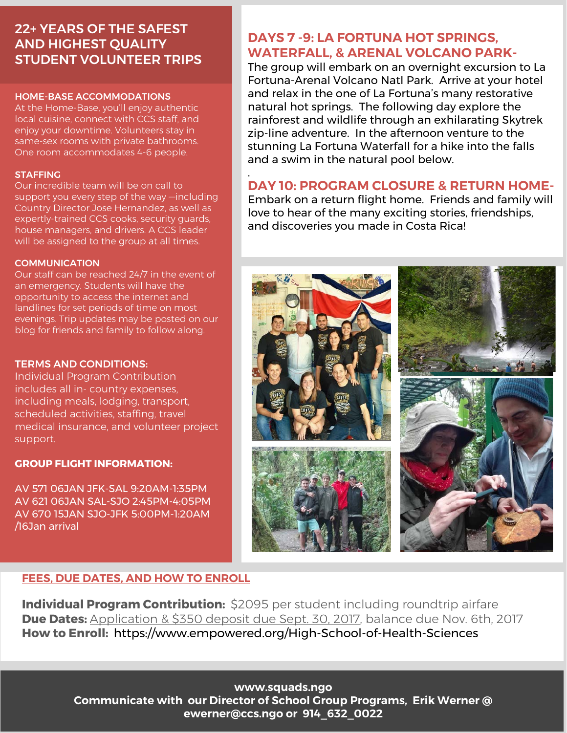## 22+ YEARS OF THE SAFEST AND HIGHEST QUALITY STUDENT VOLUNTEER TRIPS

### HOME-BASE ACCOMMODATIONS

At the Home-Base, you'll enjoy authentic local cuisine, connect with CCS staff, and enjoy your downtime. Volunteers stay in same-sex rooms with private bathrooms. One room accommodates 4-6 people.

### STAFFING

Our incredible team will be on call to support you every step of the way —including Country Director Jose Hernandez, as well as expertly-trained CCS cooks, security guards, house managers, and drivers. A CCS leader will be assigned to the group at all times.

### COMMUNICATION

Our staff can be reached 24/7 in the event of an emergency. Students will have the opportunity to access the internet and landlines for set periods of time on most evenings. Trip updates may be posted on our blog for friends and family to follow along.

### TERMS AND CONDITIONS:

Individual Program Contribution includes all in- country expenses, including meals, lodging, transport, scheduled activities, staffing, travel medical insurance, and volunteer project support.

### GROUP FLIGHT INFORMATION:

AV 571 06JAN JFK-SAL 9:20AM-1:35PM
AV 621 06JAN SAL-SJO 2:45PM-4:05PM
AV 670 15JAN SJO-JFK 5:00PM-1:20AM /16Jan arrival

## DAYS 7 -9: LA FORTUNA HOT SPRINGS, WATERFALL, & ARENAL VOLCANO PARK-

The group will embark on an overnight excursion to La Fortuna-Arenal Volcano Natl Park. Arrive at your hotel and relax in the one of La Fortuna's many restorative natural hot springs. The following day explore the rainforest and wildlife through an exhilarating Skytrek zip-line adventure. In the afternoon venture to the stunning La Fortuna Waterfall for a hike into the falls and a swim in the natural pool below.

## DAY 10: PROGRAM CLOSURE & RETURN HOME-

Embark on a return flight home. Friends and family will love to hear of the many exciting stories, friendships, and discoveries you made in Costa Rica!

## FEES, DUE DATES, AND HOW TO ENROLL

**Individual Program Contribution:** $2095 per student including roundtrip airfare
**Due Dates:** Application & $350 deposit due Sept. 30, 2017, balance due Nov. 6th, 2017
**How to Enroll:** https://www.empowered.org/High-School-of-Health-Sciences

**www.squads.ngo**
**Communicate with our Director of School Group Programs, Erik Werner @ ewerner@ccs.ngo or 914_632_0022**